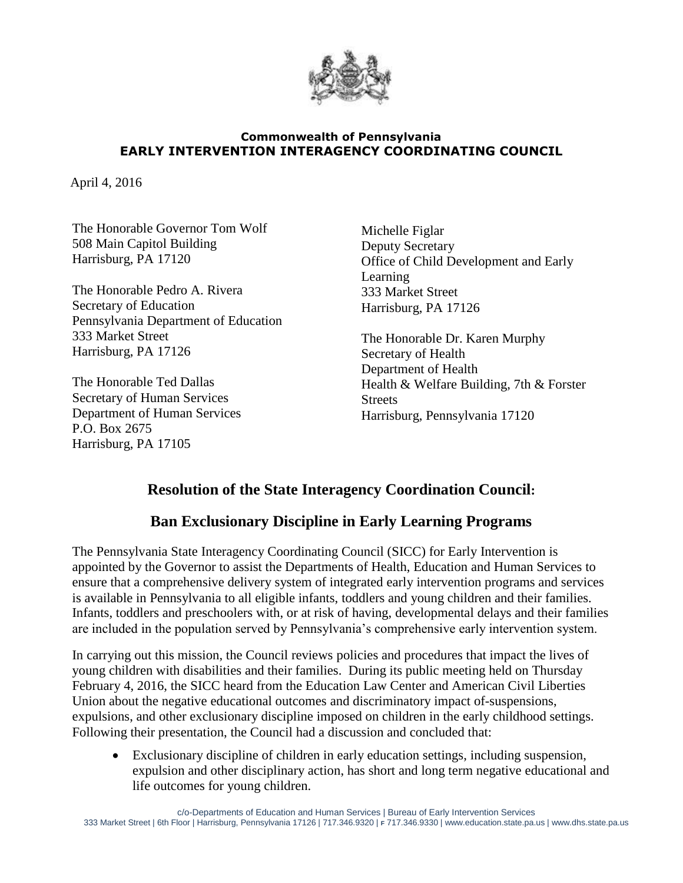**Commonwealth of Pennsylvania**
**EARLY INTERVENTION INTERAGENCY COORDINATING COUNCIL**

April 4, 2016

The Honorable Governor Tom Wolf
508 Main Capitol Building
Harrisburg, PA 17120

The Honorable Pedro A. Rivera
Secretary of Education
Pennsylvania Department of Education
333 Market Street
Harrisburg, PA 17126

The Honorable Ted Dallas
Secretary of Human Services
Department of Human Services
P.O. Box 2675
Harrisburg, PA 17105

Michelle Figlar
Deputy Secretary
Office of Child Development and Early Learning
333 Market Street
Harrisburg, PA 17126

The Honorable Dr. Karen Murphy
Secretary of Health
Department of Health
Health & Welfare Building, 7th & Forster Streets
Harrisburg, Pennsylvania 17120

## Resolution of the State Interagency Coordination Council:

## Ban Exclusionary Discipline in Early Learning Programs

The Pennsylvania State Interagency Coordinating Council (SICC) for Early Intervention is appointed by the Governor to assist the Departments of Health, Education and Human Services to ensure that a comprehensive delivery system of integrated early intervention programs and services is available in Pennsylvania to all eligible infants, toddlers and young children and their families. Infants, toddlers and preschoolers with, or at risk of having, developmental delays and their families are included in the population served by Pennsylvania's comprehensive early intervention system.

In carrying out this mission, the Council reviews policies and procedures that impact the lives of young children with disabilities and their families. During its public meeting held on Thursday February 4, 2016, the SICC heard from the Education Law Center and American Civil Liberties Union about the negative educational outcomes and discriminatory impact of-suspensions, expulsions, and other exclusionary discipline imposed on children in the early childhood settings. Following their presentation, the Council had a discussion and concluded that:

- Exclusionary discipline of children in early education settings, including suspension, expulsion and other disciplinary action, has short and long term negative educational and life outcomes for young children.

c/o-Departments of Education and Human Services | Bureau of Early Intervention Services
333 Market Street | 6th Floor | Harrisburg, Pennsylvania 17126 | 717.346.9320 | F 717.346.9330 | www.education.state.pa.us | www.dhs.state.pa.us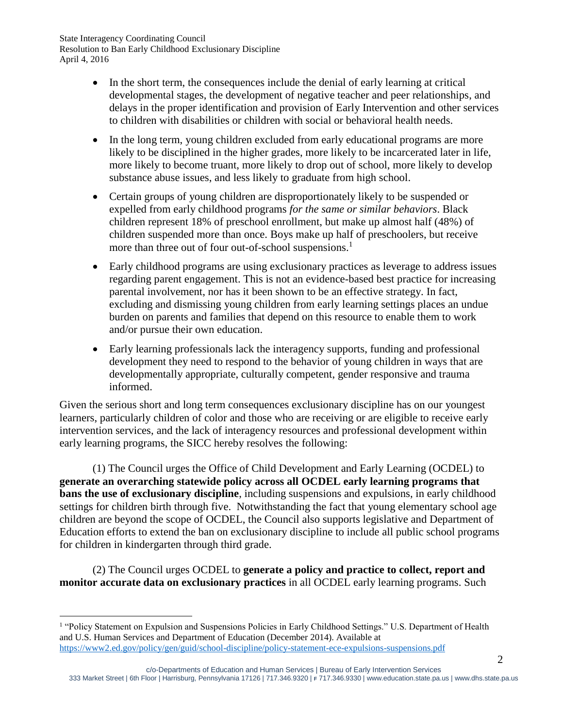- In the short term, the consequences include the denial of early learning at critical developmental stages, the development of negative teacher and peer relationships, and delays in the proper identification and provision of Early Intervention and other services to children with disabilities or children with social or behavioral health needs.

- In the long term, young children excluded from early educational programs are more likely to be disciplined in the higher grades, more likely to be incarcerated later in life, more likely to become truant, more likely to drop out of school, more likely to develop substance abuse issues, and less likely to graduate from high school.

- Certain groups of young children are disproportionately likely to be suspended or expelled from early childhood programs *for the same or similar behaviors*. Black children represent 18% of preschool enrollment, but make up almost half (48%) of children suspended more than once. Boys make up half of preschoolers, but receive more than three out of four out-of-school suspensions.[1]

- Early childhood programs are using exclusionary practices as leverage to address issues regarding parent engagement. This is not an evidence-based best practice for increasing parental involvement, nor has it been shown to be an effective strategy. In fact, excluding and dismissing young children from early learning settings places an undue burden on parents and families that depend on this resource to enable them to work and/or pursue their own education.

- Early learning professionals lack the interagency supports, funding and professional development they need to respond to the behavior of young children in ways that are developmentally appropriate, culturally competent, gender responsive and trauma informed.

Given the serious short and long term consequences exclusionary discipline has on our youngest learners, particularly children of color and those who are receiving or are eligible to receive early intervention services, and the lack of interagency resources and professional development within early learning programs, the SICC hereby resolves the following:

(1) The Council urges the Office of Child Development and Early Learning (OCDEL) to **generate an overarching statewide policy across all OCDEL early learning programs that bans the use of exclusionary discipline**, including suspensions and expulsions, in early childhood settings for children birth through five. Notwithstanding the fact that young elementary school age children are beyond the scope of OCDEL, the Council also supports legislative and Department of Education efforts to extend the ban on exclusionary discipline to include all public school programs for children in kindergarten through third grade.

(2) The Council urges OCDEL to **generate a policy and practice to collect, report and monitor accurate data on exclusionary practices** in all OCDEL early learning programs. Such

---

[1] "Policy Statement on Expulsion and Suspensions Policies in Early Childhood Settings." U.S. Department of Health and U.S. Human Services and Department of Education (December 2014). Available at https://www2.ed.gov/policy/gen/guid/school-discipline/policy-statement-ece-expulsions-suspensions.pdf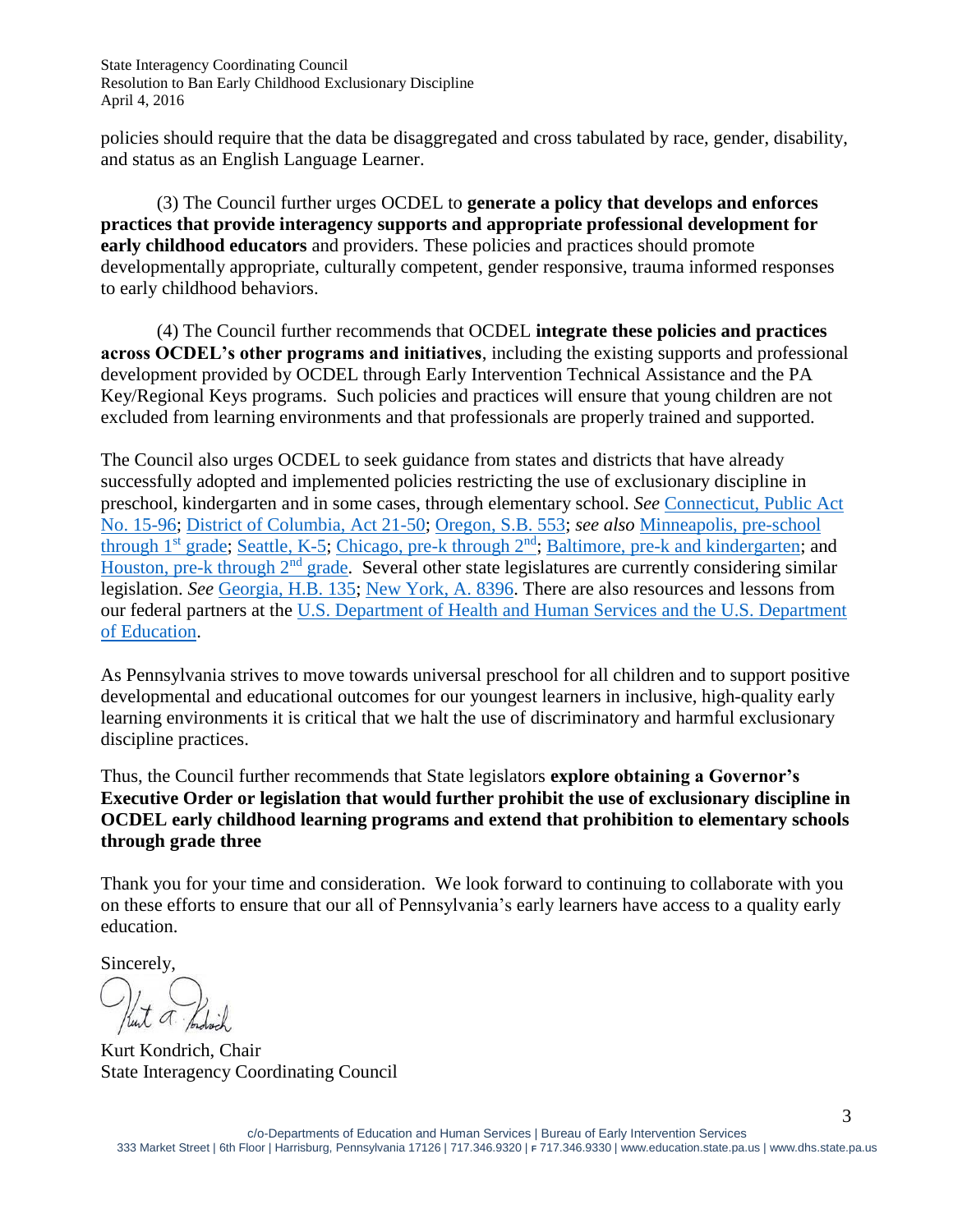policies should require that the data be disaggregated and cross tabulated by race, gender, disability, and status as an English Language Learner.

(3) The Council further urges OCDEL to **generate a policy that develops and enforces practices that provide interagency supports and appropriate professional development for early childhood educators** and providers. These policies and practices should promote developmentally appropriate, culturally competent, gender responsive, trauma informed responses to early childhood behaviors.

(4) The Council further recommends that OCDEL **integrate these policies and practices across OCDEL's other programs and initiatives**, including the existing supports and professional development provided by OCDEL through Early Intervention Technical Assistance and the PA Key/Regional Keys programs. Such policies and practices will ensure that young children are not excluded from learning environments and that professionals are properly trained and supported.

The Council also urges OCDEL to seek guidance from states and districts that have already successfully adopted and implemented policies restricting the use of exclusionary discipline in preschool, kindergarten and in some cases, through elementary school. *See* Connecticut, Public Act No. 15-96; District of Columbia, Act 21-50; Oregon, S.B. 553; *see also* Minneapolis, pre-school through 1st grade; Seattle, K-5; Chicago, pre-k through 2nd; Baltimore, pre-k and kindergarten; and Houston, pre-k through 2nd grade. Several other state legislatures are currently considering similar legislation. *See* Georgia, H.B. 135; New York, A. 8396. There are also resources and lessons from our federal partners at the U.S. Department of Health and Human Services and the U.S. Department of Education.

As Pennsylvania strives to move towards universal preschool for all children and to support positive developmental and educational outcomes for our youngest learners in inclusive, high-quality early learning environments it is critical that we halt the use of discriminatory and harmful exclusionary discipline practices.

Thus, the Council further recommends that State legislators **explore obtaining a Governor's Executive Order or legislation that would further prohibit the use of exclusionary discipline in OCDEL early childhood learning programs and extend that prohibition to elementary schools through grade three**

Thank you for your time and consideration. We look forward to continuing to collaborate with you on these efforts to ensure that our all of Pennsylvania's early learners have access to a quality early education.

Sincerely,

Kurt Kondrich, Chair
State Interagency Coordinating Council

c/o-Departments of Education and Human Services | Bureau of Early Intervention Services
333 Market Street | 6th Floor | Harrisburg, Pennsylvania 17126 | 717.346.9320 | F 717.346.9330 | www.education.state.pa.us | www.dhs.state.pa.us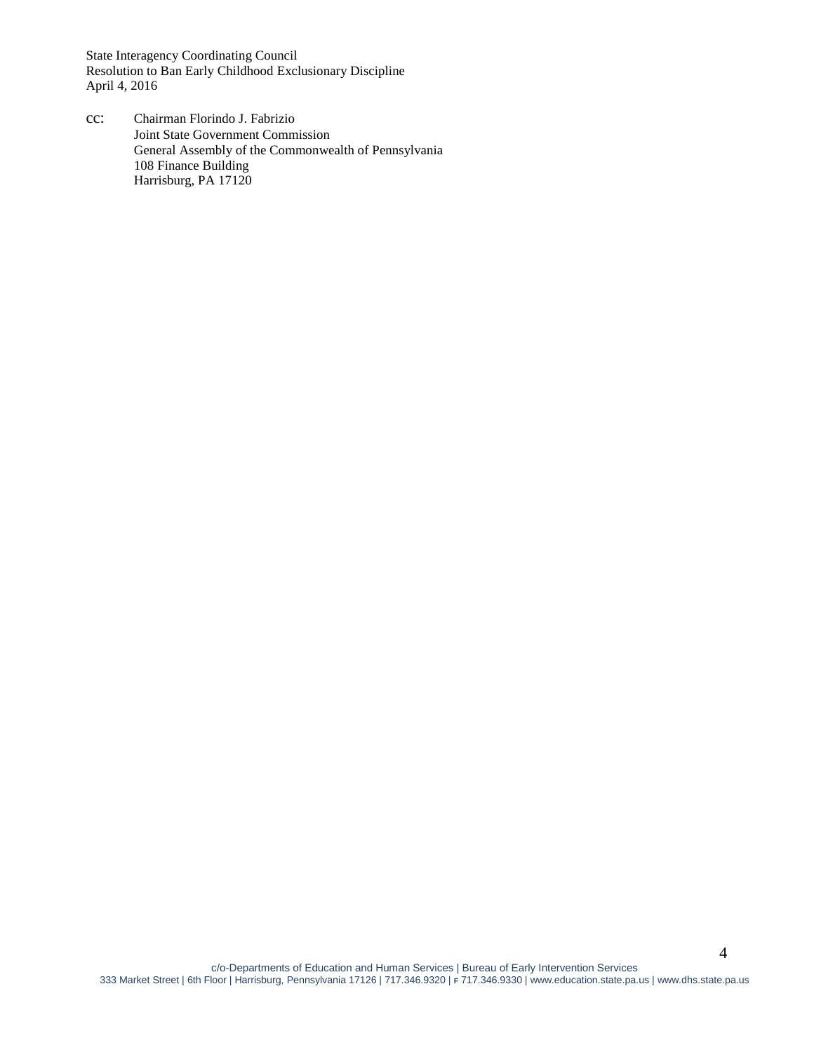cc: Chairman Florindo J. Fabrizio
Joint State Government Commission
General Assembly of the Commonwealth of Pennsylvania
108 Finance Building
Harrisburg, PA 17120